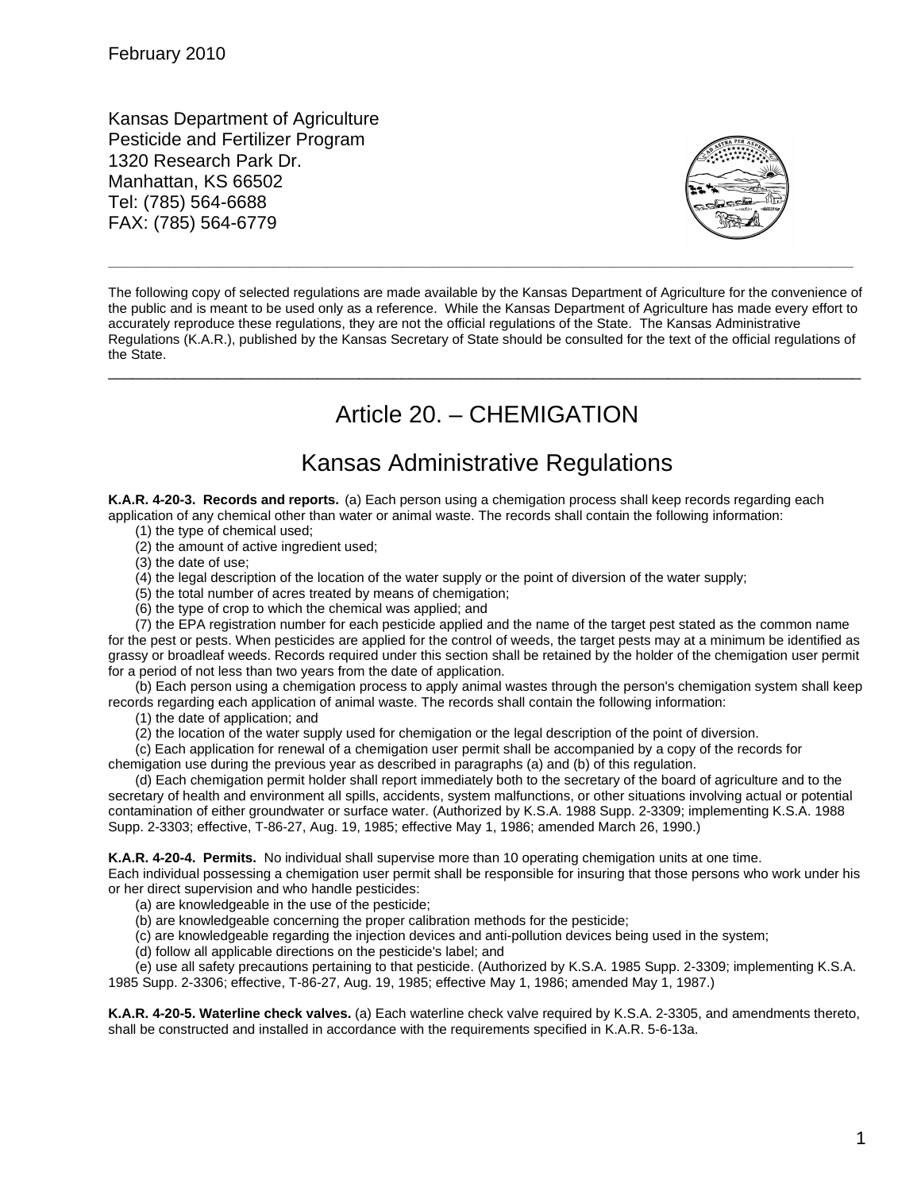February 2010

Kansas Department of Agriculture
Pesticide and Fertilizer Program
1320 Research Park Dr.
Manhattan, KS 66502
Tel: (785) 564-6688
FAX: (785) 564-6779

---

The following copy of selected regulations are made available by the Kansas Department of Agriculture for the convenience of the public and is meant to be used only as a reference. While the Kansas Department of Agriculture has made every effort to accurately reproduce these regulations, they are not the official regulations of the State. The Kansas Administrative Regulations (K.A.R.), published by the Kansas Secretary of State should be consulted for the text of the official regulations of the State.

---

# Article 20. – CHEMIGATION

# Kansas Administrative Regulations

**K.A.R. 4-20-3. Records and reports.** (a) Each person using a chemigation process shall keep records regarding each application of any chemical other than water or animal waste. The records shall contain the following information:

(1) the type of chemical used;

(2) the amount of active ingredient used;

(3) the date of use;

(4) the legal description of the location of the water supply or the point of diversion of the water supply;

(5) the total number of acres treated by means of chemigation;

(6) the type of crop to which the chemical was applied; and

(7) the EPA registration number for each pesticide applied and the name of the target pest stated as the common name for the pest or pests. When pesticides are applied for the control of weeds, the target pests may at a minimum be identified as grassy or broadleaf weeds. Records required under this section shall be retained by the holder of the chemigation user permit for a period of not less than two years from the date of application.

(b) Each person using a chemigation process to apply animal wastes through the person's chemigation system shall keep records regarding each application of animal waste. The records shall contain the following information:

(1) the date of application; and

(2) the location of the water supply used for chemigation or the legal description of the point of diversion.

(c) Each application for renewal of a chemigation user permit shall be accompanied by a copy of the records for chemigation use during the previous year as described in paragraphs (a) and (b) of this regulation.

(d) Each chemigation permit holder shall report immediately both to the secretary of the board of agriculture and to the secretary of health and environment all spills, accidents, system malfunctions, or other situations involving actual or potential contamination of either groundwater or surface water. (Authorized by K.S.A. 1988 Supp. 2-3309; implementing K.S.A. 1988 Supp. 2-3303; effective, T-86-27, Aug. 19, 1985; effective May 1, 1986; amended March 26, 1990.)

**K.A.R. 4-20-4. Permits.** No individual shall supervise more than 10 operating chemigation units at one time. Each individual possessing a chemigation user permit shall be responsible for insuring that those persons who work under his or her direct supervision and who handle pesticides:

(a) are knowledgeable in the use of the pesticide;

(b) are knowledgeable concerning the proper calibration methods for the pesticide;

(c) are knowledgeable regarding the injection devices and anti-pollution devices being used in the system;

(d) follow all applicable directions on the pesticide's label; and

(e) use all safety precautions pertaining to that pesticide. (Authorized by K.S.A. 1985 Supp. 2-3309; implementing K.S.A. 1985 Supp. 2-3306; effective, T-86-27, Aug. 19, 1985; effective May 1, 1986; amended May 1, 1987.)

**K.A.R. 4-20-5. Waterline check valves.** (a) Each waterline check valve required by K.S.A. 2-3305, and amendments thereto, shall be constructed and installed in accordance with the requirements specified in K.A.R. 5-6-13a.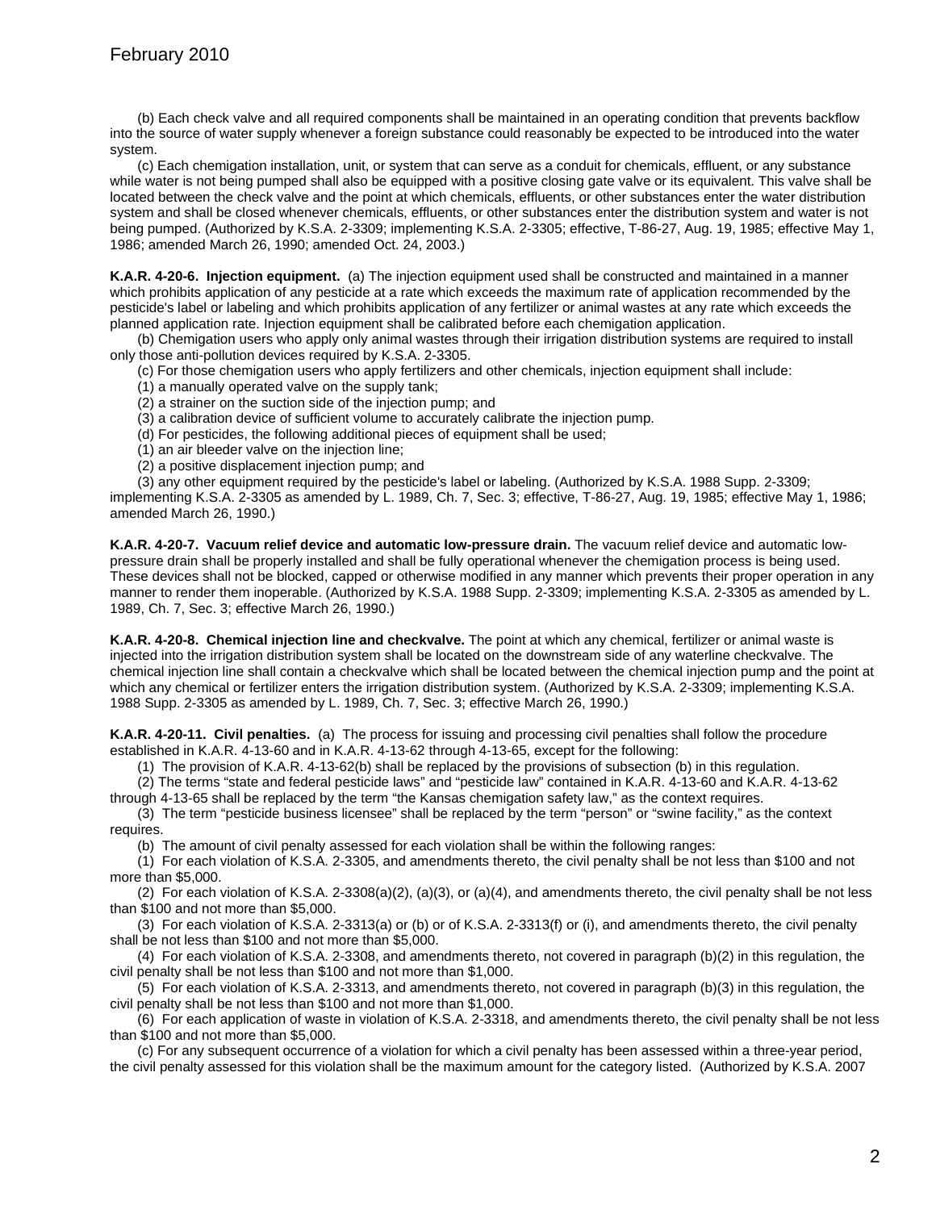(b) Each check valve and all required components shall be maintained in an operating condition that prevents backflow into the source of water supply whenever a foreign substance could reasonably be expected to be introduced into the water system.

(c) Each chemigation installation, unit, or system that can serve as a conduit for chemicals, effluent, or any substance while water is not being pumped shall also be equipped with a positive closing gate valve or its equivalent. This valve shall be located between the check valve and the point at which chemicals, effluents, or other substances enter the water distribution system and shall be closed whenever chemicals, effluents, or other substances enter the distribution system and water is not being pumped. (Authorized by K.S.A. 2-3309; implementing K.S.A. 2-3305; effective, T-86-27, Aug. 19, 1985; effective May 1, 1986; amended March 26, 1990; amended Oct. 24, 2003.)

**K.A.R. 4-20-6. Injection equipment.** (a) The injection equipment used shall be constructed and maintained in a manner which prohibits application of any pesticide at a rate which exceeds the maximum rate of application recommended by the pesticide's label or labeling and which prohibits application of any fertilizer or animal wastes at any rate which exceeds the planned application rate. Injection equipment shall be calibrated before each chemigation application.

(b) Chemigation users who apply only animal wastes through their irrigation distribution systems are required to install only those anti-pollution devices required by K.S.A. 2-3305.

(c) For those chemigation users who apply fertilizers and other chemicals, injection equipment shall include:

(1) a manually operated valve on the supply tank;

(2) a strainer on the suction side of the injection pump; and

(3) a calibration device of sufficient volume to accurately calibrate the injection pump.

(d) For pesticides, the following additional pieces of equipment shall be used;

(1) an air bleeder valve on the injection line;

(2) a positive displacement injection pump; and

(3) any other equipment required by the pesticide's label or labeling. (Authorized by K.S.A. 1988 Supp. 2-3309; implementing K.S.A. 2-3305 as amended by L. 1989, Ch. 7, Sec. 3; effective, T-86-27, Aug. 19, 1985; effective May 1, 1986; amended March 26, 1990.)

**K.A.R. 4-20-7. Vacuum relief device and automatic low-pressure drain.** The vacuum relief device and automatic low-pressure drain shall be properly installed and shall be fully operational whenever the chemigation process is being used. These devices shall not be blocked, capped or otherwise modified in any manner which prevents their proper operation in any manner to render them inoperable. (Authorized by K.S.A. 1988 Supp. 2-3309; implementing K.S.A. 2-3305 as amended by L. 1989, Ch. 7, Sec. 3; effective March 26, 1990.)

**K.A.R. 4-20-8. Chemical injection line and checkvalve.** The point at which any chemical, fertilizer or animal waste is injected into the irrigation distribution system shall be located on the downstream side of any waterline checkvalve. The chemical injection line shall contain a checkvalve which shall be located between the chemical injection pump and the point at which any chemical or fertilizer enters the irrigation distribution system. (Authorized by K.S.A. 2-3309; implementing K.S.A. 1988 Supp. 2-3305 as amended by L. 1989, Ch. 7, Sec. 3; effective March 26, 1990.)

**K.A.R. 4-20-11. Civil penalties.** (a) The process for issuing and processing civil penalties shall follow the procedure established in K.A.R. 4-13-60 and in K.A.R. 4-13-62 through 4-13-65, except for the following:

(1) The provision of K.A.R. 4-13-62(b) shall be replaced by the provisions of subsection (b) in this regulation.

(2) The terms "state and federal pesticide laws" and "pesticide law" contained in K.A.R. 4-13-60 and K.A.R. 4-13-62 through 4-13-65 shall be replaced by the term "the Kansas chemigation safety law," as the context requires.

(3) The term "pesticide business licensee" shall be replaced by the term "person" or "swine facility," as the context requires.

(b) The amount of civil penalty assessed for each violation shall be within the following ranges:

(1) For each violation of K.S.A. 2-3305, and amendments thereto, the civil penalty shall be not less than $100 and not more than $5,000.

(2) For each violation of K.S.A. 2-3308(a)(2), (a)(3), or (a)(4), and amendments thereto, the civil penalty shall be not less than $100 and not more than $5,000.

(3) For each violation of K.S.A. 2-3313(a) or (b) or of K.S.A. 2-3313(f) or (i), and amendments thereto, the civil penalty shall be not less than $100 and not more than $5,000.

(4) For each violation of K.S.A. 2-3308, and amendments thereto, not covered in paragraph (b)(2) in this regulation, the civil penalty shall be not less than $100 and not more than $1,000.

(5) For each violation of K.S.A. 2-3313, and amendments thereto, not covered in paragraph (b)(3) in this regulation, the civil penalty shall be not less than $100 and not more than $1,000.

(6) For each application of waste in violation of K.S.A. 2-3318, and amendments thereto, the civil penalty shall be not less than $100 and not more than $5,000.

(c) For any subsequent occurrence of a violation for which a civil penalty has been assessed within a three-year period, the civil penalty assessed for this violation shall be the maximum amount for the category listed. (Authorized by K.S.A. 2007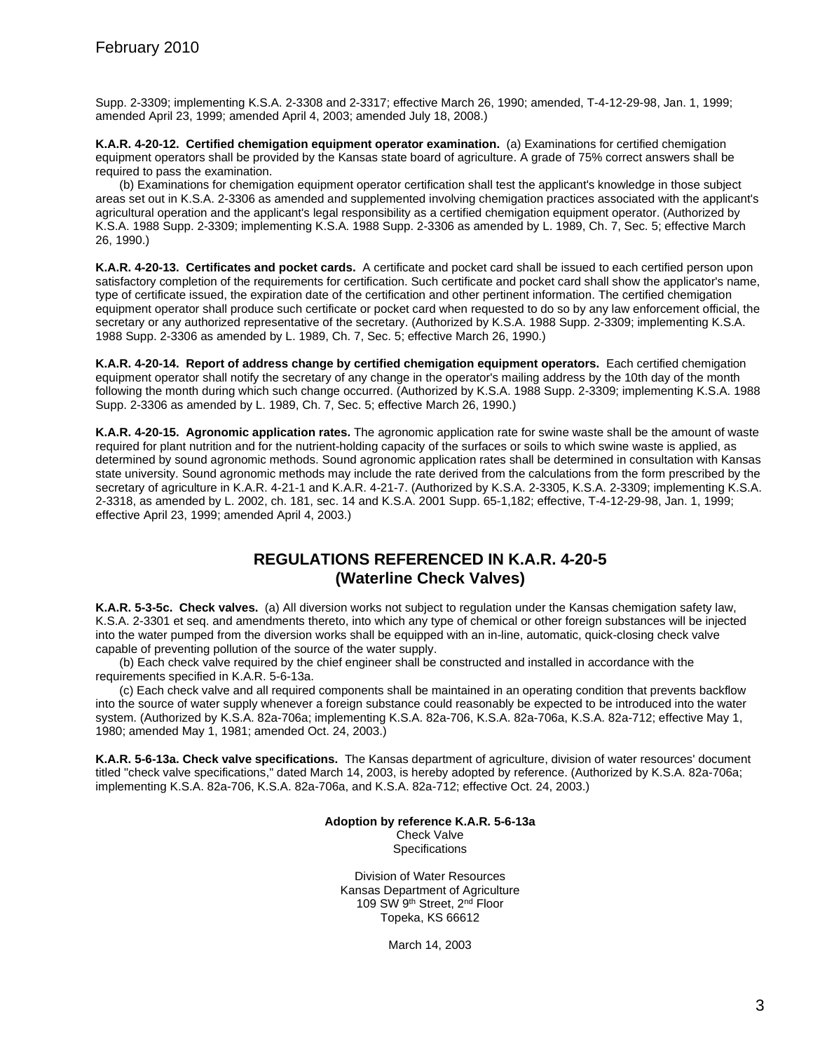Supp. 2-3309; implementing K.S.A. 2-3308 and 2-3317; effective March 26, 1990; amended, T-4-12-29-98, Jan. 1, 1999; amended April 23, 1999; amended April 4, 2003; amended July 18, 2008.)

**K.A.R. 4-20-12. Certified chemigation equipment operator examination.** (a) Examinations for certified chemigation equipment operators shall be provided by the Kansas state board of agriculture. A grade of 75% correct answers shall be required to pass the examination.

(b) Examinations for chemigation equipment operator certification shall test the applicant's knowledge in those subject areas set out in K.S.A. 2-3306 as amended and supplemented involving chemigation practices associated with the applicant's agricultural operation and the applicant's legal responsibility as a certified chemigation equipment operator. (Authorized by K.S.A. 1988 Supp. 2-3309; implementing K.S.A. 1988 Supp. 2-3306 as amended by L. 1989, Ch. 7, Sec. 5; effective March 26, 1990.)

**K.A.R. 4-20-13. Certificates and pocket cards.** A certificate and pocket card shall be issued to each certified person upon satisfactory completion of the requirements for certification. Such certificate and pocket card shall show the applicator's name, type of certificate issued, the expiration date of the certification and other pertinent information. The certified chemigation equipment operator shall produce such certificate or pocket card when requested to do so by any law enforcement official, the secretary or any authorized representative of the secretary. (Authorized by K.S.A. 1988 Supp. 2-3309; implementing K.S.A. 1988 Supp. 2-3306 as amended by L. 1989, Ch. 7, Sec. 5; effective March 26, 1990.)

**K.A.R. 4-20-14. Report of address change by certified chemigation equipment operators.** Each certified chemigation equipment operator shall notify the secretary of any change in the operator's mailing address by the 10th day of the month following the month during which such change occurred. (Authorized by K.S.A. 1988 Supp. 2-3309; implementing K.S.A. 1988 Supp. 2-3306 as amended by L. 1989, Ch. 7, Sec. 5; effective March 26, 1990.)

**K.A.R. 4-20-15. Agronomic application rates.** The agronomic application rate for swine waste shall be the amount of waste required for plant nutrition and for the nutrient-holding capacity of the surfaces or soils to which swine waste is applied, as determined by sound agronomic methods. Sound agronomic application rates shall be determined in consultation with Kansas state university. Sound agronomic methods may include the rate derived from the calculations from the form prescribed by the secretary of agriculture in K.A.R. 4-21-1 and K.A.R. 4-21-7. (Authorized by K.S.A. 2-3305, K.S.A. 2-3309; implementing K.S.A. 2-3318, as amended by L. 2002, ch. 181, sec. 14 and K.S.A. 2001 Supp. 65-1,182; effective, T-4-12-29-98, Jan. 1, 1999; effective April 23, 1999; amended April 4, 2003.)

## REGULATIONS REFERENCED IN K.A.R. 4-20-5 (Waterline Check Valves)

**K.A.R. 5-3-5c. Check valves.** (a) All diversion works not subject to regulation under the Kansas chemigation safety law, K.S.A. 2-3301 et seq. and amendments thereto, into which any type of chemical or other foreign substances will be injected into the water pumped from the diversion works shall be equipped with an in-line, automatic, quick-closing check valve capable of preventing pollution of the source of the water supply.

(b) Each check valve required by the chief engineer shall be constructed and installed in accordance with the requirements specified in K.A.R. 5-6-13a.

(c) Each check valve and all required components shall be maintained in an operating condition that prevents backflow into the source of water supply whenever a foreign substance could reasonably be expected to be introduced into the water system. (Authorized by K.S.A. 82a-706a; implementing K.S.A. 82a-706, K.S.A. 82a-706a, K.S.A. 82a-712; effective May 1, 1980; amended May 1, 1981; amended Oct. 24, 2003.)

**K.A.R. 5-6-13a. Check valve specifications.** The Kansas department of agriculture, division of water resources' document titled "check valve specifications," dated March 14, 2003, is hereby adopted by reference. (Authorized by K.S.A. 82a-706a; implementing K.S.A. 82a-706, K.S.A. 82a-706a, and K.S.A. 82a-712; effective Oct. 24, 2003.)

**Adoption by reference K.A.R. 5-6-13a**
Check Valve
Specifications

Division of Water Resources
Kansas Department of Agriculture
109 SW 9th Street, 2nd Floor
Topeka, KS 66612

March 14, 2003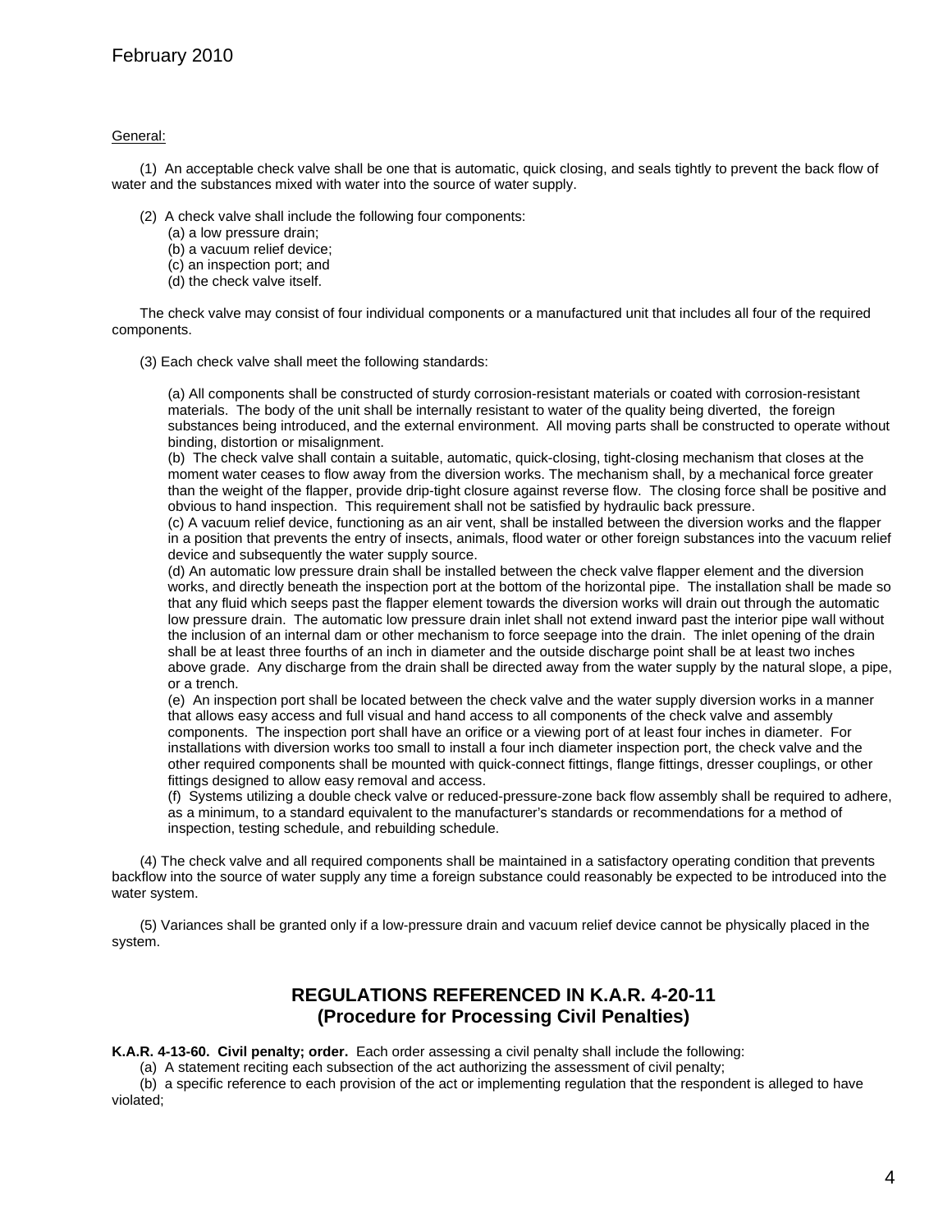General:

(1) An acceptable check valve shall be one that is automatic, quick closing, and seals tightly to prevent the back flow of water and the substances mixed with water into the source of water supply.

(2) A check valve shall include the following four components:

(a) a low pressure drain;
(b) a vacuum relief device;
(c) an inspection port; and
(d) the check valve itself.

The check valve may consist of four individual components or a manufactured unit that includes all four of the required components.

(3) Each check valve shall meet the following standards:

(a) All components shall be constructed of sturdy corrosion-resistant materials or coated with corrosion-resistant materials. The body of the unit shall be internally resistant to water of the quality being diverted, the foreign substances being introduced, and the external environment. All moving parts shall be constructed to operate without binding, distortion or misalignment.
(b) The check valve shall contain a suitable, automatic, quick-closing, tight-closing mechanism that closes at the moment water ceases to flow away from the diversion works. The mechanism shall, by a mechanical force greater than the weight of the flapper, provide drip-tight closure against reverse flow. The closing force shall be positive and obvious to hand inspection. This requirement shall not be satisfied by hydraulic back pressure.
(c) A vacuum relief device, functioning as an air vent, shall be installed between the diversion works and the flapper in a position that prevents the entry of insects, animals, flood water or other foreign substances into the vacuum relief device and subsequently the water supply source.
(d) An automatic low pressure drain shall be installed between the check valve flapper element and the diversion works, and directly beneath the inspection port at the bottom of the horizontal pipe. The installation shall be made so that any fluid which seeps past the flapper element towards the diversion works will drain out through the automatic low pressure drain. The automatic low pressure drain inlet shall not extend inward past the interior pipe wall without the inclusion of an internal dam or other mechanism to force seepage into the drain. The inlet opening of the drain shall be at least three fourths of an inch in diameter and the outside discharge point shall be at least two inches above grade. Any discharge from the drain shall be directed away from the water supply by the natural slope, a pipe, or a trench.
(e) An inspection port shall be located between the check valve and the water supply diversion works in a manner that allows easy access and full visual and hand access to all components of the check valve and assembly components. The inspection port shall have an orifice or a viewing port of at least four inches in diameter. For installations with diversion works too small to install a four inch diameter inspection port, the check valve and the other required components shall be mounted with quick-connect fittings, flange fittings, dresser couplings, or other fittings designed to allow easy removal and access.
(f) Systems utilizing a double check valve or reduced-pressure-zone back flow assembly shall be required to adhere, as a minimum, to a standard equivalent to the manufacturer's standards or recommendations for a method of inspection, testing schedule, and rebuilding schedule.

(4) The check valve and all required components shall be maintained in a satisfactory operating condition that prevents backflow into the source of water supply any time a foreign substance could reasonably be expected to be introduced into the water system.

(5) Variances shall be granted only if a low-pressure drain and vacuum relief device cannot be physically placed in the system.

## REGULATIONS REFERENCED IN K.A.R. 4-20-11 (Procedure for Processing Civil Penalties)

**K.A.R. 4-13-60. Civil penalty; order.** Each order assessing a civil penalty shall include the following:

(a) A statement reciting each subsection of the act authorizing the assessment of civil penalty;

(b) a specific reference to each provision of the act or implementing regulation that the respondent is alleged to have violated;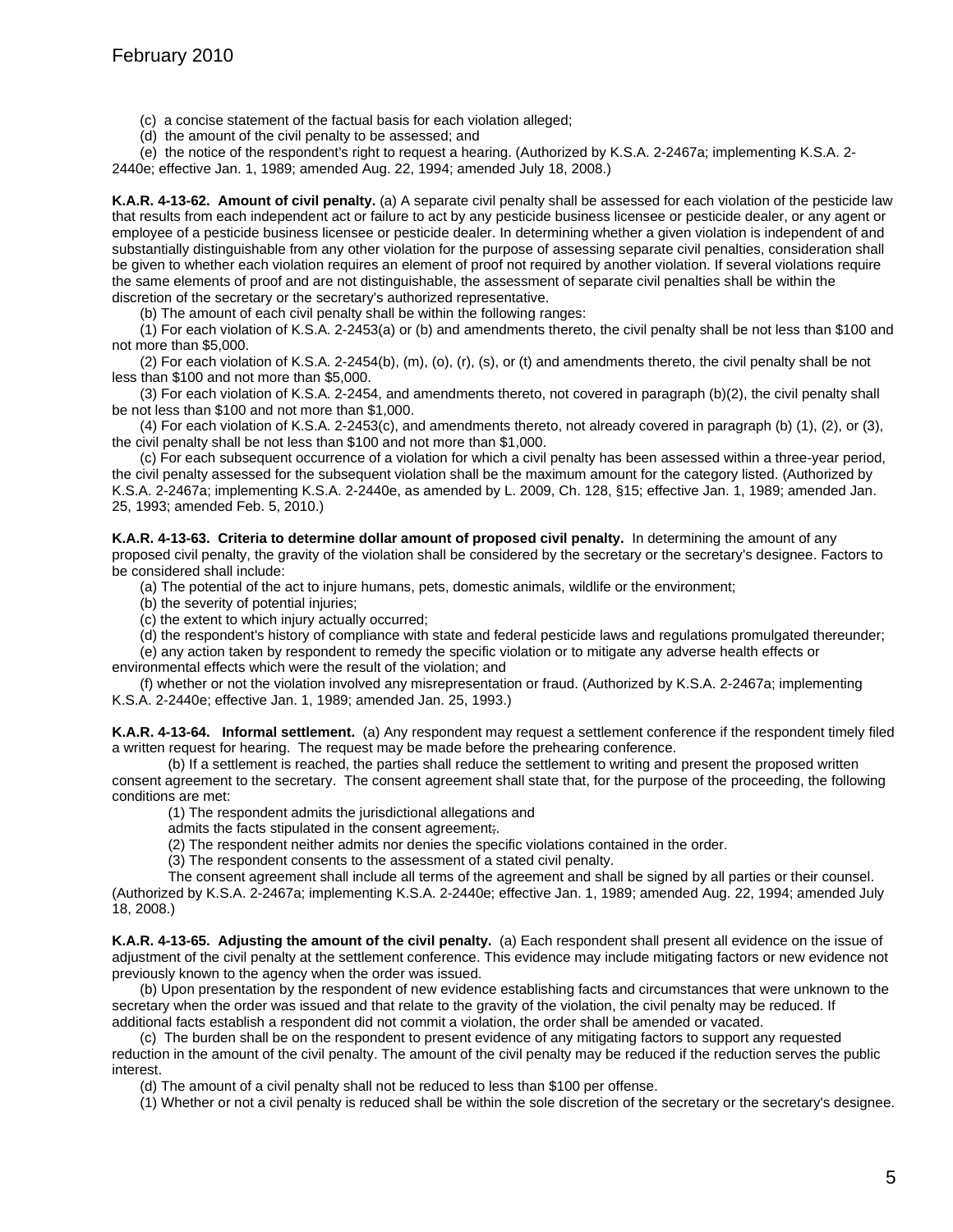(c) a concise statement of the factual basis for each violation alleged;

(d) the amount of the civil penalty to be assessed; and

(e) the notice of the respondent's right to request a hearing. (Authorized by K.S.A. 2-2467a; implementing K.S.A. 2-2440e; effective Jan. 1, 1989; amended Aug. 22, 1994; amended July 18, 2008.)

**K.A.R. 4-13-62. Amount of civil penalty.** (a) A separate civil penalty shall be assessed for each violation of the pesticide law that results from each independent act or failure to act by any pesticide business licensee or pesticide dealer, or any agent or employee of a pesticide business licensee or pesticide dealer. In determining whether a given violation is independent of and substantially distinguishable from any other violation for the purpose of assessing separate civil penalties, consideration shall be given to whether each violation requires an element of proof not required by another violation. If several violations require the same elements of proof and are not distinguishable, the assessment of separate civil penalties shall be within the discretion of the secretary or the secretary's authorized representative.

(b) The amount of each civil penalty shall be within the following ranges:

(1) For each violation of K.S.A. 2-2453(a) or (b) and amendments thereto, the civil penalty shall be not less than $100 and not more than $5,000.

(2) For each violation of K.S.A. 2-2454(b), (m), (o), (r), (s), or (t) and amendments thereto, the civil penalty shall be not less than $100 and not more than $5,000.

(3) For each violation of K.S.A. 2-2454, and amendments thereto, not covered in paragraph (b)(2), the civil penalty shall be not less than $100 and not more than $1,000.

(4) For each violation of K.S.A. 2-2453(c), and amendments thereto, not already covered in paragraph (b) (1), (2), or (3), the civil penalty shall be not less than $100 and not more than $1,000.

(c) For each subsequent occurrence of a violation for which a civil penalty has been assessed within a three-year period, the civil penalty assessed for the subsequent violation shall be the maximum amount for the category listed. (Authorized by K.S.A. 2-2467a; implementing K.S.A. 2-2440e, as amended by L. 2009, Ch. 128, §15; effective Jan. 1, 1989; amended Jan. 25, 1993; amended Feb. 5, 2010.)

**K.A.R. 4-13-63. Criteria to determine dollar amount of proposed civil penalty.** In determining the amount of any proposed civil penalty, the gravity of the violation shall be considered by the secretary or the secretary's designee. Factors to be considered shall include:

(a) The potential of the act to injure humans, pets, domestic animals, wildlife or the environment;

(b) the severity of potential injuries;

(c) the extent to which injury actually occurred;

(d) the respondent's history of compliance with state and federal pesticide laws and regulations promulgated thereunder;

(e) any action taken by respondent to remedy the specific violation or to mitigate any adverse health effects or environmental effects which were the result of the violation; and

(f) whether or not the violation involved any misrepresentation or fraud. (Authorized by K.S.A. 2-2467a; implementing K.S.A. 2-2440e; effective Jan. 1, 1989; amended Jan. 25, 1993.)

**K.A.R. 4-13-64. Informal settlement.** (a) Any respondent may request a settlement conference if the respondent timely filed a written request for hearing. The request may be made before the prehearing conference.

(b) If a settlement is reached, the parties shall reduce the settlement to writing and present the proposed written consent agreement to the secretary. The consent agreement shall state that, for the purpose of the proceeding, the following conditions are met:

(1) The respondent admits the jurisdictional allegations and admits the facts stipulated in the consent agreement;.

(2) The respondent neither admits nor denies the specific violations contained in the order.

(3) The respondent consents to the assessment of a stated civil penalty.

The consent agreement shall include all terms of the agreement and shall be signed by all parties or their counsel. (Authorized by K.S.A. 2-2467a; implementing K.S.A. 2-2440e; effective Jan. 1, 1989; amended Aug. 22, 1994; amended July 18, 2008.)

**K.A.R. 4-13-65. Adjusting the amount of the civil penalty.** (a) Each respondent shall present all evidence on the issue of adjustment of the civil penalty at the settlement conference. This evidence may include mitigating factors or new evidence not previously known to the agency when the order was issued.

(b) Upon presentation by the respondent of new evidence establishing facts and circumstances that were unknown to the secretary when the order was issued and that relate to the gravity of the violation, the civil penalty may be reduced. If additional facts establish a respondent did not commit a violation, the order shall be amended or vacated.

(c) The burden shall be on the respondent to present evidence of any mitigating factors to support any requested reduction in the amount of the civil penalty. The amount of the civil penalty may be reduced if the reduction serves the public interest.

(d) The amount of a civil penalty shall not be reduced to less than $100 per offense.

(1) Whether or not a civil penalty is reduced shall be within the sole discretion of the secretary or the secretary's designee.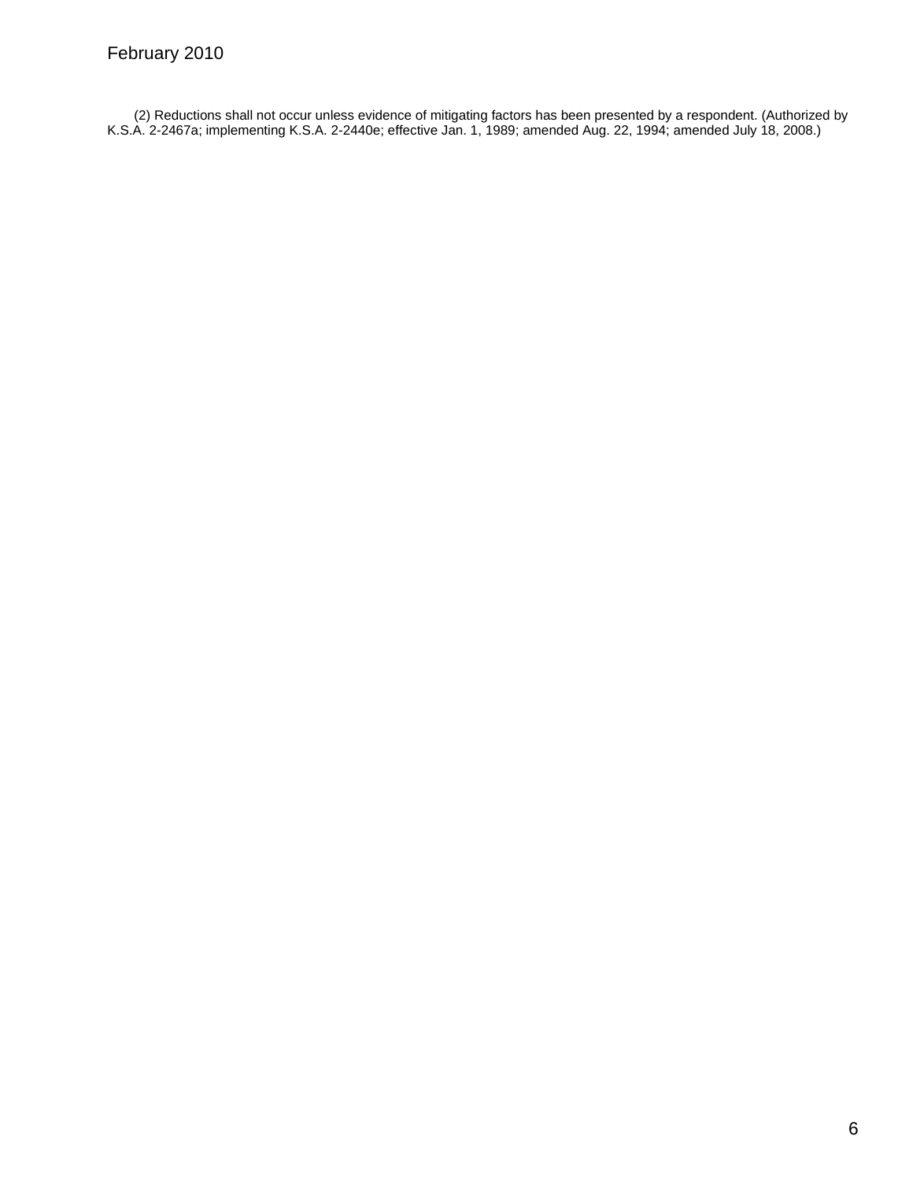(2) Reductions shall not occur unless evidence of mitigating factors has been presented by a respondent. (Authorized by K.S.A. 2-2467a; implementing K.S.A. 2-2440e; effective Jan. 1, 1989; amended Aug. 22, 1994; amended July 18, 2008.)